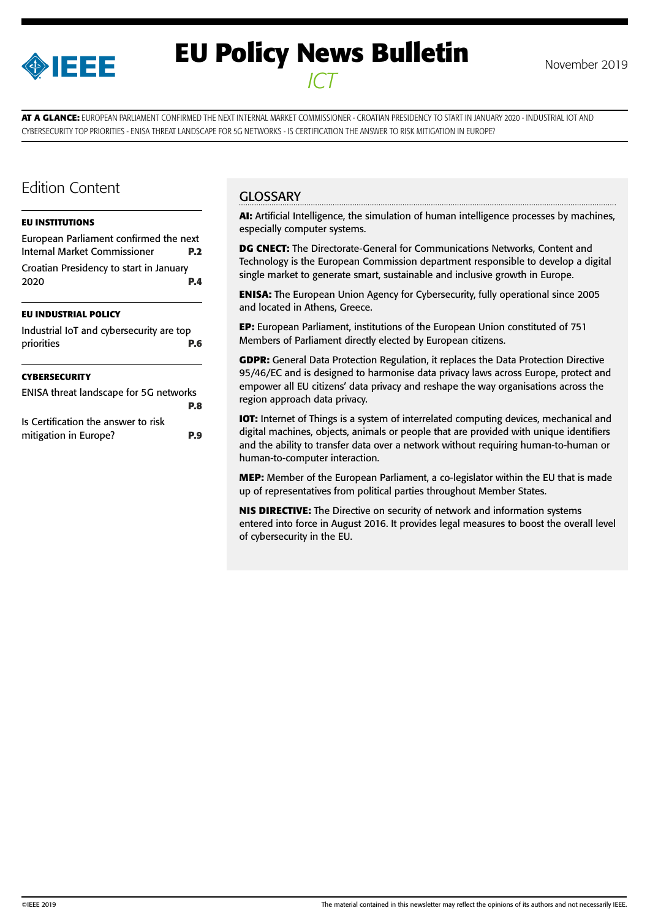# EU Policy News Bulletin

*ICT*

November 2019

**AT A GLANCE:** EUROPEAN PARLIAMENT CONFIRMED THE NEXT INTERNAL MARKET COMMISSIONER - CROATIAN PRESIDENCY TO START IN JANUARY 2020 - INDUSTRIAL IOT AND CYBERSECURITY TOP PRIORITIES - ENISA THREAT LANDSCAPE FOR 5G NETWORKS - IS CERTIFICATION THE ANSWER TO RISK MITIGATION IN EUROPE?

## Edition Content

**EU INSTITUTIONS**

European Parliament confirmed the next Internal Market Commissioner **P.2**

Croatian Presidency to start in January 2020 **P.4**

**EU INDUSTRIAL POLICY**

Industrial IoT and cybersecurity are top priorities **P.6**

**CYBERSECURITY**

ENISA threat landscape for 5G networks **P.8**

Is Certification the answer to risk mitigation in Europe? **P.9**

## GLOSSARY

**AI:** Artificial Intelligence, the simulation of human intelligence processes by machines, especially computer systems.

**DG CNECT:** The Directorate-General for Communications Networks, Content and Technology is the European Commission department responsible to develop a digital single market to generate smart, sustainable and inclusive growth in Europe.

**ENISA:** The European Union Agency for Cybersecurity, fully operational since 2005 and located in Athens, Greece.

**EP:** European Parliament, institutions of the European Union constituted of 751 Members of Parliament directly elected by European citizens.

**GDPR:** General Data Protection Regulation, it replaces the Data Protection Directive 95/46/EC and is designed to harmonise data privacy laws across Europe, protect and empower all EU citizens' data privacy and reshape the way organisations across the region approach data privacy.

**IOT:** Internet of Things is a system of interrelated computing devices, mechanical and digital machines, objects, animals or people that are provided with unique identifiers and the ability to transfer data over a network without requiring human-to-human or human-to-computer interaction.

**MEP:** Member of the European Parliament, a co-legislator within the EU that is made up of representatives from political parties throughout Member States.

**NIS DIRECTIVE:** The Directive on security of network and information systems entered into force in August 2016. It provides legal measures to boost the overall level of cybersecurity in the EU.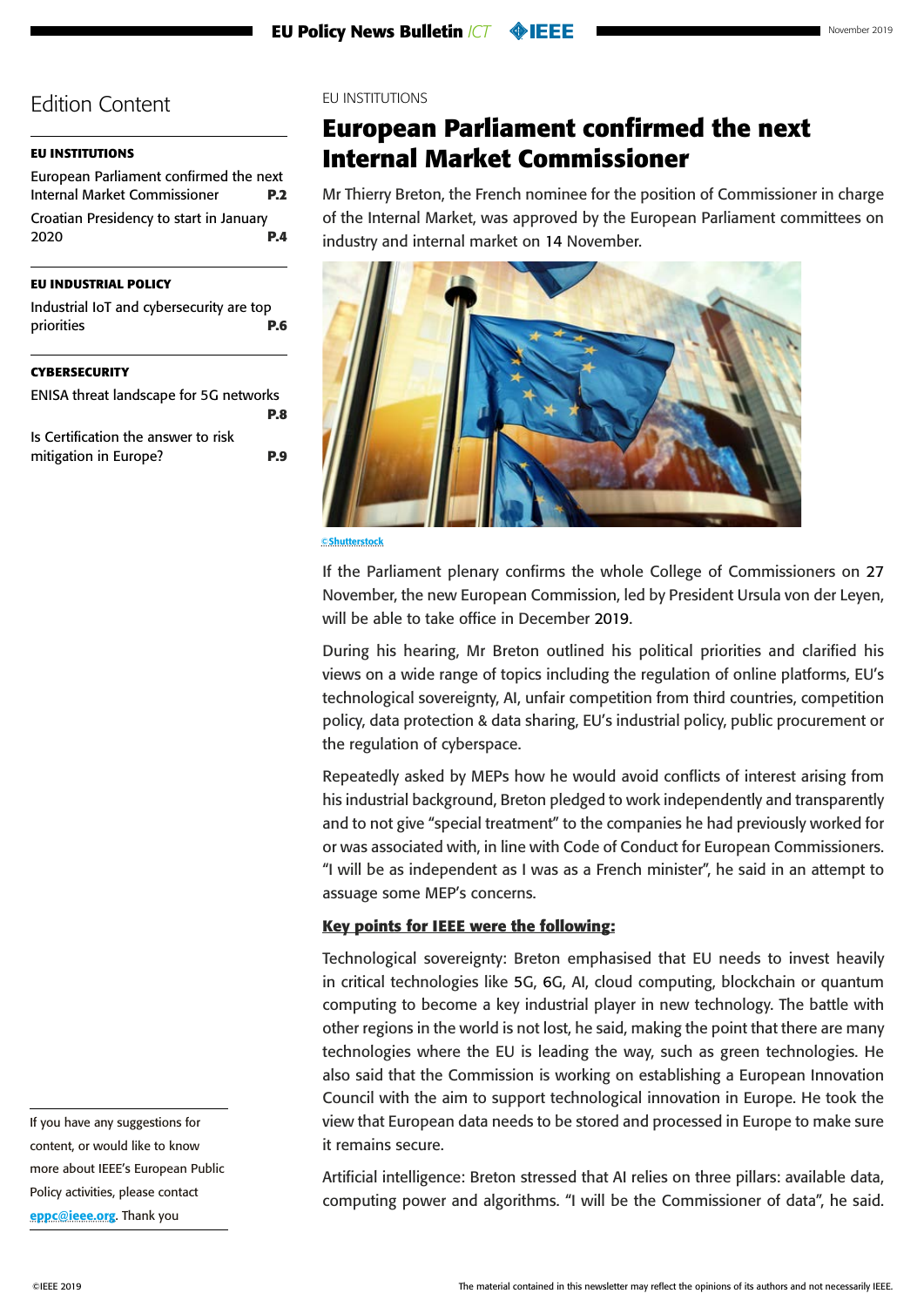# Edition Content

**EU INSTITUTIONS**

European Parliament confirmed the next Internal Market Commissioner **P.2**

Croatian Presidency to start in January 2020 **P.4**

**EU INDUSTRIAL POLICY**

Industrial IoT and cybersecurity are top priorities **P.6**

**CYBERSECURITY**

ENISA threat landscape for 5G networks **P.8**

Is Certification the answer to risk mitigation in Europe? **P.9**

If you have any suggestions for content, or would like to know more about IEEE's European Public Policy activities, please contact **eppc@ieee.org**. Thank you

EU INSTITUTIONS

## European Parliament confirmed the next Internal Market Commissioner

Mr Thierry Breton, the French nominee for the position of Commissioner in charge of the Internal Market, was approved by the European Parliament committees on industry and internal market on 14 November.

©Shutterstock

If the Parliament plenary confirms the whole College of Commissioners on 27 November, the new European Commission, led by President Ursula von der Leyen, will be able to take office in December 2019.

During his hearing, Mr Breton outlined his political priorities and clarified his views on a wide range of topics including the regulation of online platforms, EU's technological sovereignty, AI, unfair competition from third countries, competition policy, data protection & data sharing, EU's industrial policy, public procurement or the regulation of cyberspace.

Repeatedly asked by MEPs how he would avoid conflicts of interest arising from his industrial background, Breton pledged to work independently and transparently and to not give "special treatment" to the companies he had previously worked for or was associated with, in line with Code of Conduct for European Commissioners. "I will be as independent as I was as a French minister", he said in an attempt to assuage some MEP's concerns.

**Key points for IEEE were the following:**

Technological sovereignty: Breton emphasised that EU needs to invest heavily in critical technologies like 5G, 6G, AI, cloud computing, blockchain or quantum computing to become a key industrial player in new technology. The battle with other regions in the world is not lost, he said, making the point that there are many technologies where the EU is leading the way, such as green technologies. He also said that the Commission is working on establishing a European Innovation Council with the aim to support technological innovation in Europe. He took the view that European data needs to be stored and processed in Europe to make sure it remains secure.

Artificial intelligence: Breton stressed that AI relies on three pillars: available data, computing power and algorithms. "I will be the Commissioner of data", he said.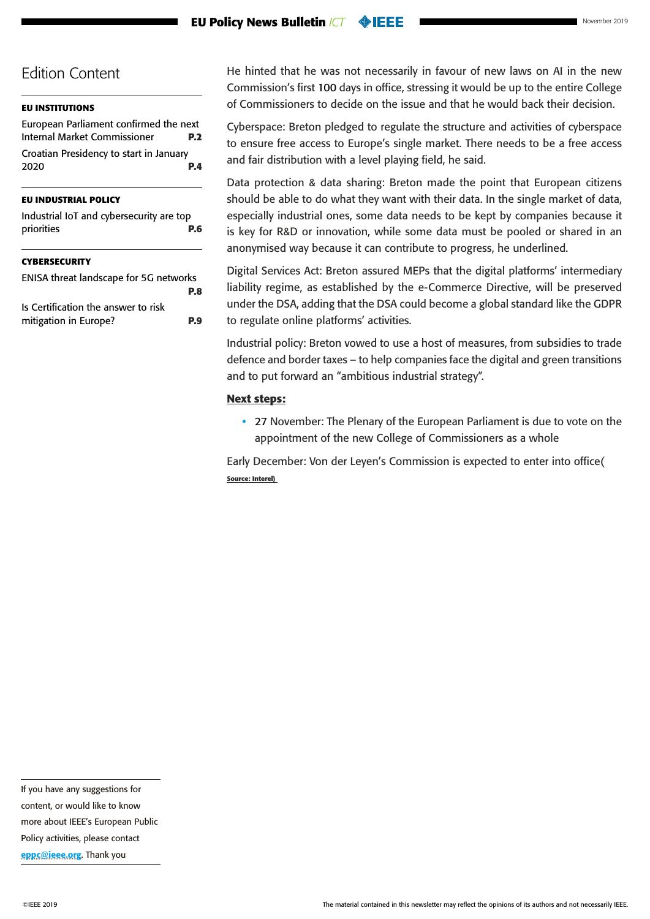# Edition Content

**EU INSTITUTIONS**

European Parliament confirmed the next Internal Market Commissioner **P.2**

Croatian Presidency to start in January 2020 **P.4**

**EU INDUSTRIAL POLICY**

Industrial IoT and cybersecurity are top priorities **P.6**

**CYBERSECURITY**

ENISA threat landscape for 5G networks **P.8**

Is Certification the answer to risk mitigation in Europe? **P.9**

If you have any suggestions for content, or would like to know more about IEEE's European Public Policy activities, please contact eppc@ieee.org. Thank you

He hinted that he was not necessarily in favour of new laws on AI in the new Commission's first 100 days in office, stressing it would be up to the entire College of Commissioners to decide on the issue and that he would back their decision.

Cyberspace: Breton pledged to regulate the structure and activities of cyberspace to ensure free access to Europe's single market. There needs to be a free access and fair distribution with a level playing field, he said.

Data protection & data sharing: Breton made the point that European citizens should be able to do what they want with their data. In the single market of data, especially industrial ones, some data needs to be kept by companies because it is key for R&D or innovation, while some data must be pooled or shared in an anonymised way because it can contribute to progress, he underlined.

Digital Services Act: Breton assured MEPs that the digital platforms' intermediary liability regime, as established by the e-Commerce Directive, will be preserved under the DSA, adding that the DSA could become a global standard like the GDPR to regulate online platforms' activities.

Industrial policy: Breton vowed to use a host of measures, from subsidies to trade defence and border taxes – to help companies face the digital and green transitions and to put forward an "ambitious industrial strategy".

**Next steps:**

- 27 November: The Plenary of the European Parliament is due to vote on the appointment of the new College of Commissioners as a whole

Early December: Von der Leyen's Commission is expected to enter into office(
**Source: Interel)**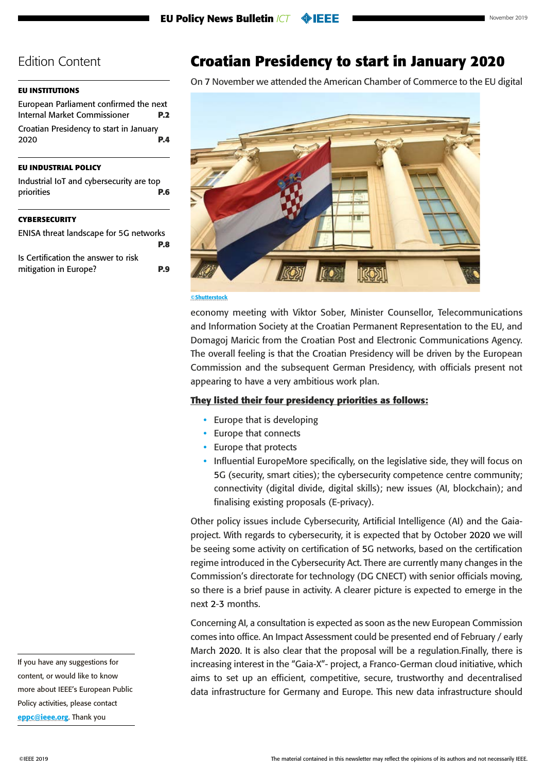## Edition Content

**EU INSTITUTIONS**

European Parliament confirmed the next Internal Market Commissioner **P.2**

Croatian Presidency to start in January 2020 **P.4**

**EU INDUSTRIAL POLICY**

Industrial IoT and cybersecurity are top priorities **P.6**

**CYBERSECURITY**

ENISA threat landscape for 5G networks **P.8**

Is Certification the answer to risk mitigation in Europe? **P.9**

If you have any suggestions for content, or would like to know more about IEEE's European Public Policy activities, please contact eppc@ieee.org. Thank you

# Croatian Presidency to start in January 2020

On 7 November we attended the American Chamber of Commerce to the EU digital economy meeting with Viktor Sober, Minister Counsellor, Telecommunications and Information Society at the Croatian Permanent Representation to the EU, and Domagoj Maricic from the Croatian Post and Electronic Communications Agency. The overall feeling is that the Croatian Presidency will be driven by the European Commission and the subsequent German Presidency, with officials present not appearing to have a very ambitious work plan.

©Shutterstock

**They listed their four presidency priorities as follows:**

- Europe that is developing
- Europe that connects
- Europe that protects
- Influential EuropeMore specifically, on the legislative side, they will focus on 5G (security, smart cities); the cybersecurity competence centre community; connectivity (digital divide, digital skills); new issues (AI, blockchain); and finalising existing proposals (E-privacy).

Other policy issues include Cybersecurity, Artificial Intelligence (AI) and the Gaia-project. With regards to cybersecurity, it is expected that by October 2020 we will be seeing some activity on certification of 5G networks, based on the certification regime introduced in the Cybersecurity Act. There are currently many changes in the Commission's directorate for technology (DG CNECT) with senior officials moving, so there is a brief pause in activity. A clearer picture is expected to emerge in the next 2-3 months.

Concerning AI, a consultation is expected as soon as the new European Commission comes into office. An Impact Assessment could be presented end of February / early March 2020. It is also clear that the proposal will be a regulation.Finally, there is increasing interest in the "Gaia-X"- project, a Franco-German cloud initiative, which aims to set up an efficient, competitive, secure, trustworthy and decentralised data infrastructure for Germany and Europe. This new data infrastructure should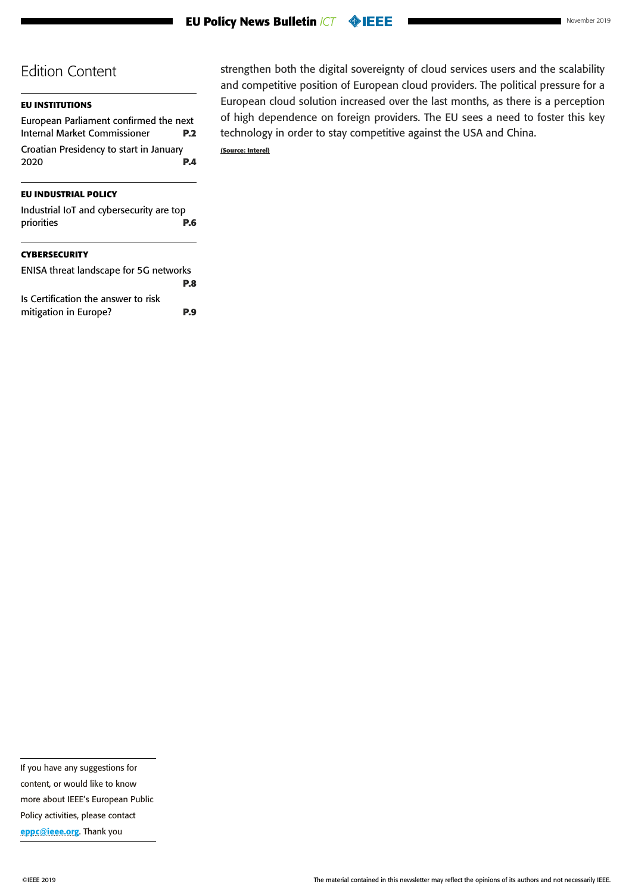## Edition Content

**EU INSTITUTIONS**

European Parliament confirmed the next Internal Market Commissioner **P.2**

Croatian Presidency to start in January 2020 **P.4**

**EU INDUSTRIAL POLICY**

Industrial IoT and cybersecurity are top priorities **P.6**

**CYBERSECURITY**

ENISA threat landscape for 5G networks **P.8**

Is Certification the answer to risk mitigation in Europe? **P.9**

strengthen both the digital sovereignty of cloud services users and the scalability and competitive position of European cloud providers. The political pressure for a European cloud solution increased over the last months, as there is a perception of high dependence on foreign providers. The EU sees a need to foster this key technology in order to stay competitive against the USA and China.

**(Source: Interel)**

If you have any suggestions for content, or would like to know more about IEEE's European Public Policy activities, please contact **eppc@ieee.org**. Thank you

©IEEE 2019

The material contained in this newsletter may reflect the opinions of its authors and not necessarily IEEE.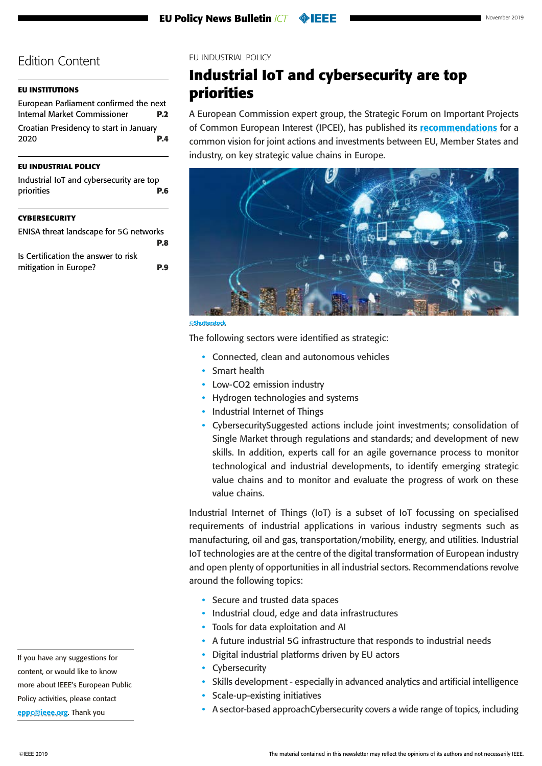## Edition Content

**EU INSTITUTIONS**

European Parliament confirmed the next Internal Market Commissioner **P.2**

Croatian Presidency to start in January 2020 **P.4**

**EU INDUSTRIAL POLICY**

Industrial IoT and cybersecurity are top priorities **P.6**

**CYBERSECURITY**

ENISA threat landscape for 5G networks **P.8**

Is Certification the answer to risk mitigation in Europe? **P.9**

If you have any suggestions for content, or would like to know more about IEEE's European Public Policy activities, please contact eppc@ieee.org. Thank you

EU INDUSTRIAL POLICY

# Industrial IoT and cybersecurity are top priorities

A European Commission expert group, the Strategic Forum on Important Projects of Common European Interest (IPCEI), has published its **recommendations** for a common vision for joint actions and investments between EU, Member States and industry, on key strategic value chains in Europe.

©Shutterstock

The following sectors were identified as strategic:

- Connected, clean and autonomous vehicles
- Smart health
- Low-CO2 emission industry
- Hydrogen technologies and systems
- Industrial Internet of Things
- CybersecuritySuggested actions include joint investments; consolidation of Single Market through regulations and standards; and development of new skills. In addition, experts call for an agile governance process to monitor technological and industrial developments, to identify emerging strategic value chains and to monitor and evaluate the progress of work on these value chains.

Industrial Internet of Things (IoT) is a subset of IoT focussing on specialised requirements of industrial applications in various industry segments such as manufacturing, oil and gas, transportation/mobility, energy, and utilities. Industrial IoT technologies are at the centre of the digital transformation of European industry and open plenty of opportunities in all industrial sectors. Recommendations revolve around the following topics:

- Secure and trusted data spaces
- Industrial cloud, edge and data infrastructures
- Tools for data exploitation and AI
- A future industrial 5G infrastructure that responds to industrial needs
- Digital industrial platforms driven by EU actors
- Cybersecurity
- Skills development - especially in advanced analytics and artificial intelligence
- Scale-up-existing initiatives
- A sector-based approachCybersecurity covers a wide range of topics, including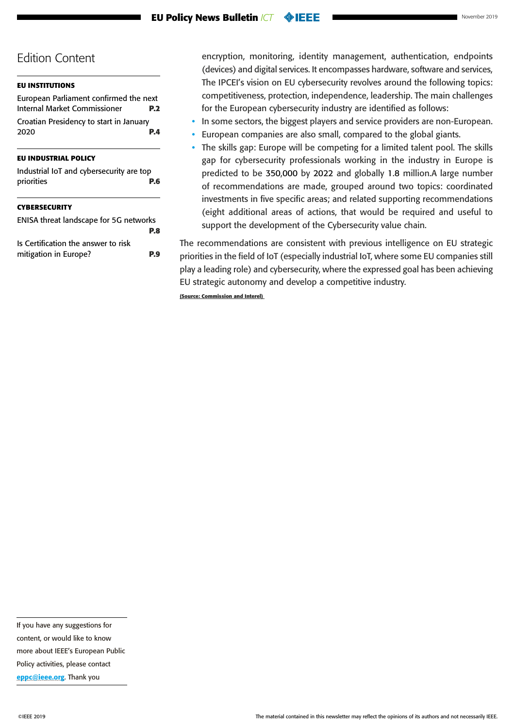## Edition Content

**EU INSTITUTIONS**

European Parliament confirmed the next Internal Market Commissioner **P.2**

Croatian Presidency to start in January 2020 **P.4**

**EU INDUSTRIAL POLICY**

Industrial IoT and cybersecurity are top priorities **P.6**

**CYBERSECURITY**

ENISA threat landscape for 5G networks **P.8**

Is Certification the answer to risk mitigation in Europe? **P.9**

If you have any suggestions for content, or would like to know more about IEEE's European Public Policy activities, please contact eppc@ieee.org. Thank you

encryption, monitoring, identity management, authentication, endpoints (devices) and digital services. It encompasses hardware, software and services, The IPCEI's vision on EU cybersecurity revolves around the following topics: competitiveness, protection, independence, leadership. The main challenges for the European cybersecurity industry are identified as follows:

- In some sectors, the biggest players and service providers are non-European.
- European companies are also small, compared to the global giants.
- The skills gap: Europe will be competing for a limited talent pool. The skills gap for cybersecurity professionals working in the industry in Europe is predicted to be 350,000 by 2022 and globally 1.8 million.A large number of recommendations are made, grouped around two topics: coordinated investments in five specific areas; and related supporting recommendations (eight additional areas of actions, that would be required and useful to support the development of the Cybersecurity value chain.

The recommendations are consistent with previous intelligence on EU strategic priorities in the field of IoT (especially industrial IoT, where some EU companies still play a leading role) and cybersecurity, where the expressed goal has been achieving EU strategic autonomy and develop a competitive industry.

**(Source: Commission and Interel)**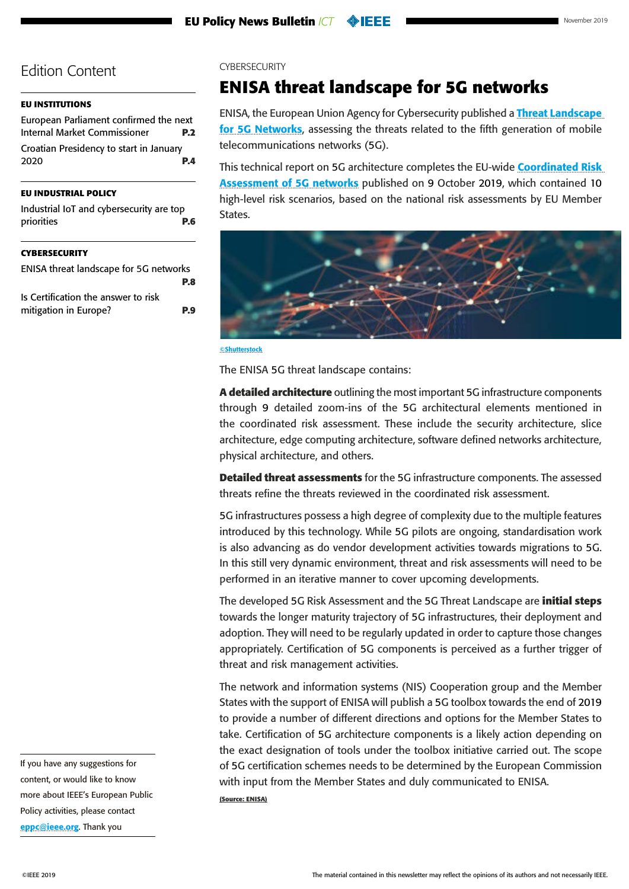## Edition Content

**EU INSTITUTIONS**

European Parliament confirmed the next Internal Market Commissioner **P.2**

Croatian Presidency to start in January 2020 **P.4**

**EU INDUSTRIAL POLICY**

Industrial IoT and cybersecurity are top priorities **P.6**

**CYBERSECURITY**

ENISA threat landscape for 5G networks **P.8**

Is Certification the answer to risk mitigation in Europe? **P.9**

If you have any suggestions for content, or would like to know more about IEEE's European Public Policy activities, please contact eppc@ieee.org. Thank you

CYBERSECURITY

# ENISA threat landscape for 5G networks

ENISA, the European Union Agency for Cybersecurity published a **Threat Landscape for 5G Networks**, assessing the threats related to the fifth generation of mobile telecommunications networks (5G).

This technical report on 5G architecture completes the EU-wide **Coordinated Risk Assessment of 5G networks** published on 9 October 2019, which contained 10 high-level risk scenarios, based on the national risk assessments by EU Member States.

©Shutterstock

The ENISA 5G threat landscape contains:

**A detailed architecture** outlining the most important 5G infrastructure components through 9 detailed zoom-ins of the 5G architectural elements mentioned in the coordinated risk assessment. These include the security architecture, slice architecture, edge computing architecture, software defined networks architecture, physical architecture, and others.

**Detailed threat assessments** for the 5G infrastructure components. The assessed threats refine the threats reviewed in the coordinated risk assessment.

5G infrastructures possess a high degree of complexity due to the multiple features introduced by this technology. While 5G pilots are ongoing, standardisation work is also advancing as do vendor development activities towards migrations to 5G. In this still very dynamic environment, threat and risk assessments will need to be performed in an iterative manner to cover upcoming developments.

The developed 5G Risk Assessment and the 5G Threat Landscape are **initial steps** towards the longer maturity trajectory of 5G infrastructures, their deployment and adoption. They will need to be regularly updated in order to capture those changes appropriately. Certification of 5G components is perceived as a further trigger of threat and risk management activities.

The network and information systems (NIS) Cooperation group and the Member States with the support of ENISA will publish a 5G toolbox towards the end of 2019 to provide a number of different directions and options for the Member States to take. Certification of 5G architecture components is a likely action depending on the exact designation of tools under the toolbox initiative carried out. The scope of 5G certification schemes needs to be determined by the European Commission with input from the Member States and duly communicated to ENISA.

(Source: ENISA)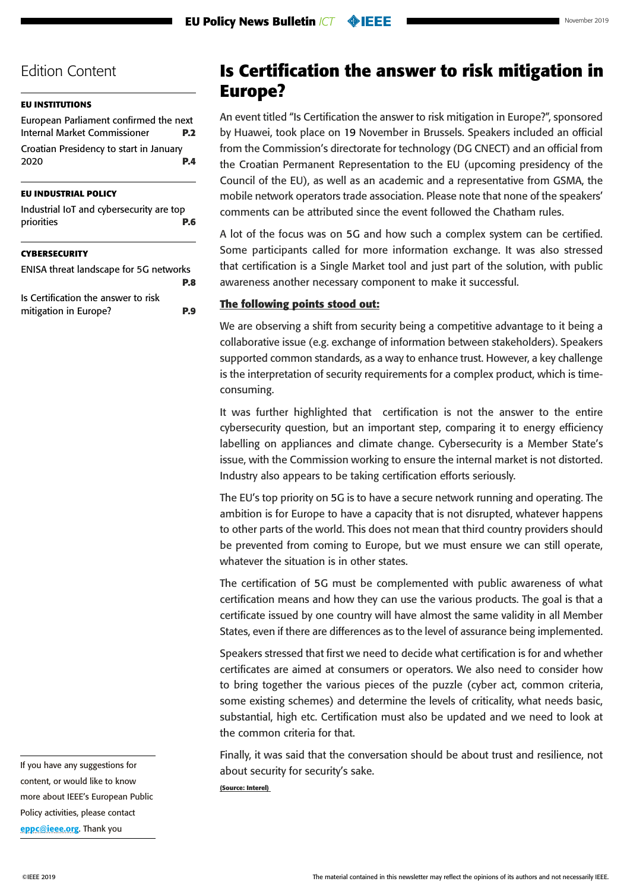# Edition Content

**EU INSTITUTIONS**

European Parliament confirmed the next Internal Market Commissioner **P.2**

Croatian Presidency to start in January 2020 **P.4**

**EU INDUSTRIAL POLICY**

Industrial IoT and cybersecurity are top priorities **P.6**

**CYBERSECURITY**

ENISA threat landscape for 5G networks **P.8**

Is Certification the answer to risk mitigation in Europe? **P.9**

If you have any suggestions for content, or would like to know more about IEEE's European Public Policy activities, please contact eppc@ieee.org. Thank you

# Is Certification the answer to risk mitigation in Europe?

An event titled "Is Certification the answer to risk mitigation in Europe?", sponsored by Huawei, took place on 19 November in Brussels. Speakers included an official from the Commission's directorate for technology (DG CNECT) and an official from the Croatian Permanent Representation to the EU (upcoming presidency of the Council of the EU), as well as an academic and a representative from GSMA, the mobile network operators trade association. Please note that none of the speakers' comments can be attributed since the event followed the Chatham rules.

A lot of the focus was on 5G and how such a complex system can be certified. Some participants called for more information exchange. It was also stressed that certification is a Single Market tool and just part of the solution, with public awareness another necessary component to make it successful.

**The following points stood out:**

We are observing a shift from security being a competitive advantage to it being a collaborative issue (e.g. exchange of information between stakeholders). Speakers supported common standards, as a way to enhance trust. However, a key challenge is the interpretation of security requirements for a complex product, which is time-consuming.

It was further highlighted that certification is not the answer to the entire cybersecurity question, but an important step, comparing it to energy efficiency labelling on appliances and climate change. Cybersecurity is a Member State's issue, with the Commission working to ensure the internal market is not distorted. Industry also appears to be taking certification efforts seriously.

The EU's top priority on 5G is to have a secure network running and operating. The ambition is for Europe to have a capacity that is not disrupted, whatever happens to other parts of the world. This does not mean that third country providers should be prevented from coming to Europe, but we must ensure we can still operate, whatever the situation is in other states.

The certification of 5G must be complemented with public awareness of what certification means and how they can use the various products. The goal is that a certificate issued by one country will have almost the same validity in all Member States, even if there are differences as to the level of assurance being implemented.

Speakers stressed that first we need to decide what certification is for and whether certificates are aimed at consumers or operators. We also need to consider how to bring together the various pieces of the puzzle (cyber act, common criteria, some existing schemes) and determine the levels of criticality, what needs basic, substantial, high etc. Certification must also be updated and we need to look at the common criteria for that.

Finally, it was said that the conversation should be about trust and resilience, not about security for security's sake.

**(Source: Interel)**

©IEEE 2019

The material contained in this newsletter may reflect the opinions of its authors and not necessarily IEEE.